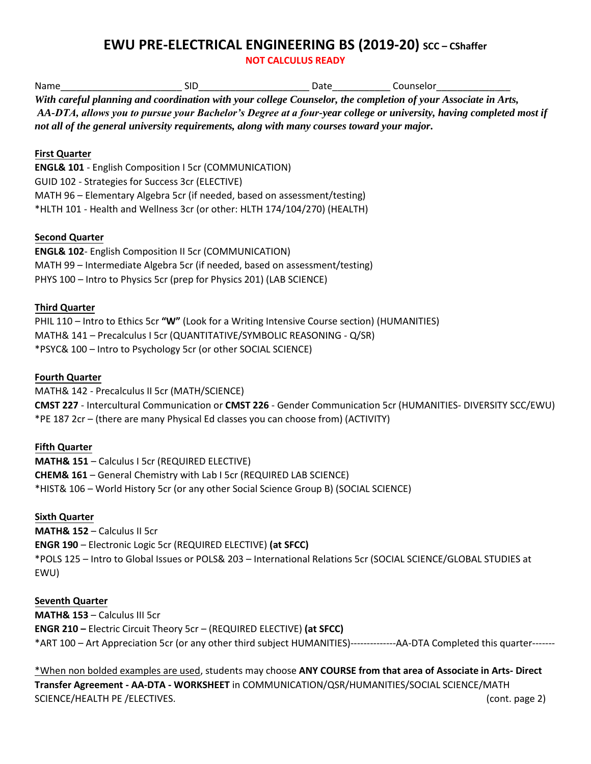# EWU PRE-ELECTRICAL ENGINEERING BS (2019-20) SCC – CShaffer

**NOT CALCULUS READY**

Name______________________ SID____________________ Date__________ Counselor_____________

***With careful planning and coordination with your college Counselor, the completion of your Associate in Arts, AA-DTA, allows you to pursue your Bachelor's Degree at a four-year college or university, having completed most if not all of the general university requirements, along with many courses toward your major.***

**First Quarter**

**ENGL& 101** - English Composition I 5cr (COMMUNICATION)
GUID 102 - Strategies for Success 3cr (ELECTIVE)
MATH 96 – Elementary Algebra 5cr (if needed, based on assessment/testing)
*HLTH 101 - Health and Wellness 3cr (or other: HLTH 174/104/270) (HEALTH)

**Second Quarter**

**ENGL& 102**- English Composition II 5cr (COMMUNICATION)
MATH 99 – Intermediate Algebra 5cr (if needed, based on assessment/testing)
PHYS 100 – Intro to Physics 5cr (prep for Physics 201) (LAB SCIENCE)

**Third Quarter**

PHIL 110 – Intro to Ethics 5cr **"W"** (Look for a Writing Intensive Course section) (HUMANITIES)
MATH& 141 – Precalculus I 5cr (QUANTITATIVE/SYMBOLIC REASONING - Q/SR)
*PSYC& 100 – Intro to Psychology 5cr (or other SOCIAL SCIENCE)

**Fourth Quarter**

MATH& 142 - Precalculus II 5cr (MATH/SCIENCE)
**CMST 227** - Intercultural Communication or **CMST 226** - Gender Communication 5cr (HUMANITIES- DIVERSITY SCC/EWU)
*PE 187 2cr – (there are many Physical Ed classes you can choose from) (ACTIVITY)

**Fifth Quarter**

**MATH& 151** – Calculus I 5cr (REQUIRED ELECTIVE)
**CHEM& 161** – General Chemistry with Lab I 5cr (REQUIRED LAB SCIENCE)
*HIST& 106 – World History 5cr (or any other Social Science Group B) (SOCIAL SCIENCE)

**Sixth Quarter**

**MATH& 152** – Calculus II 5cr
**ENGR 190** – Electronic Logic 5cr (REQUIRED ELECTIVE) **(at SFCC)**
*POLS 125 – Intro to Global Issues or POLS& 203 – International Relations 5cr (SOCIAL SCIENCE/GLOBAL STUDIES at EWU)

**Seventh Quarter**

**MATH& 153** – Calculus III 5cr
**ENGR 210 –** Electric Circuit Theory 5cr – (REQUIRED ELECTIVE) **(at SFCC)**
*ART 100 – Art Appreciation 5cr (or any other third subject HUMANITIES)--------------AA-DTA Completed this quarter-------

<u>*When non bolded examples are used</u>, students may choose **ANY COURSE from that area of Associate in Arts- Direct Transfer Agreement - AA-DTA - WORKSHEET** in COMMUNICATION/QSR/HUMANITIES/SOCIAL SCIENCE/MATH SCIENCE/HEALTH PE /ELECTIVES. (cont. page 2)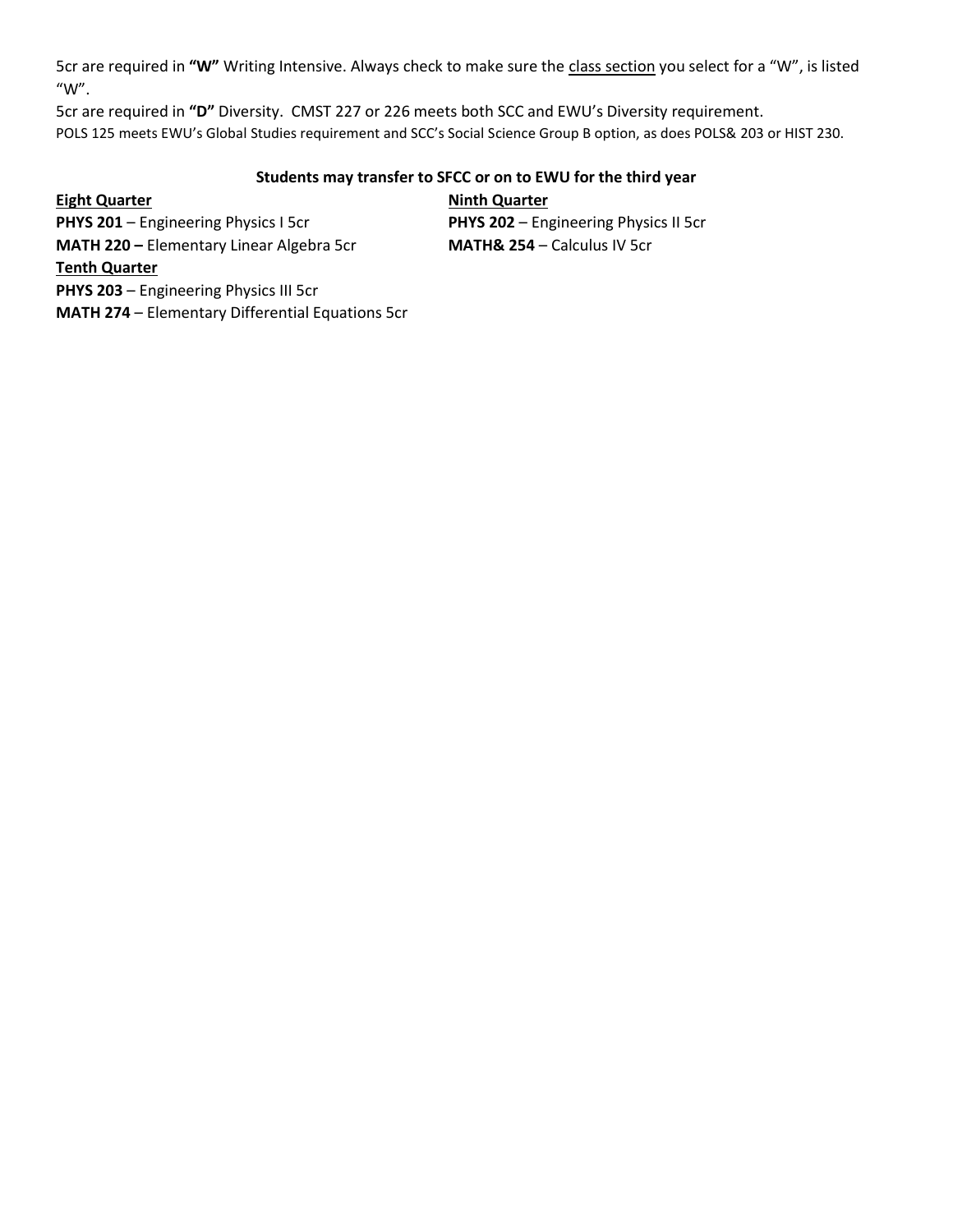5cr are required in **"W"** Writing Intensive. Always check to make sure the class section you select for a "W", is listed "W".

5cr are required in **"D"** Diversity. CMST 227 or 226 meets both SCC and EWU's Diversity requirement.

POLS 125 meets EWU's Global Studies requirement and SCC's Social Science Group B option, as does POLS& 203 or HIST 230.

**Students may transfer to SFCC or on to EWU for the third year**

**Eight Quarter**

**PHYS 201** – Engineering Physics I 5cr

**MATH 220 –** Elementary Linear Algebra 5cr

**Ninth Quarter**

**PHYS 202** – Engineering Physics II 5cr

**MATH& 254** – Calculus IV 5cr

**Tenth Quarter**

**PHYS 203** – Engineering Physics III 5cr

**MATH 274** – Elementary Differential Equations 5cr